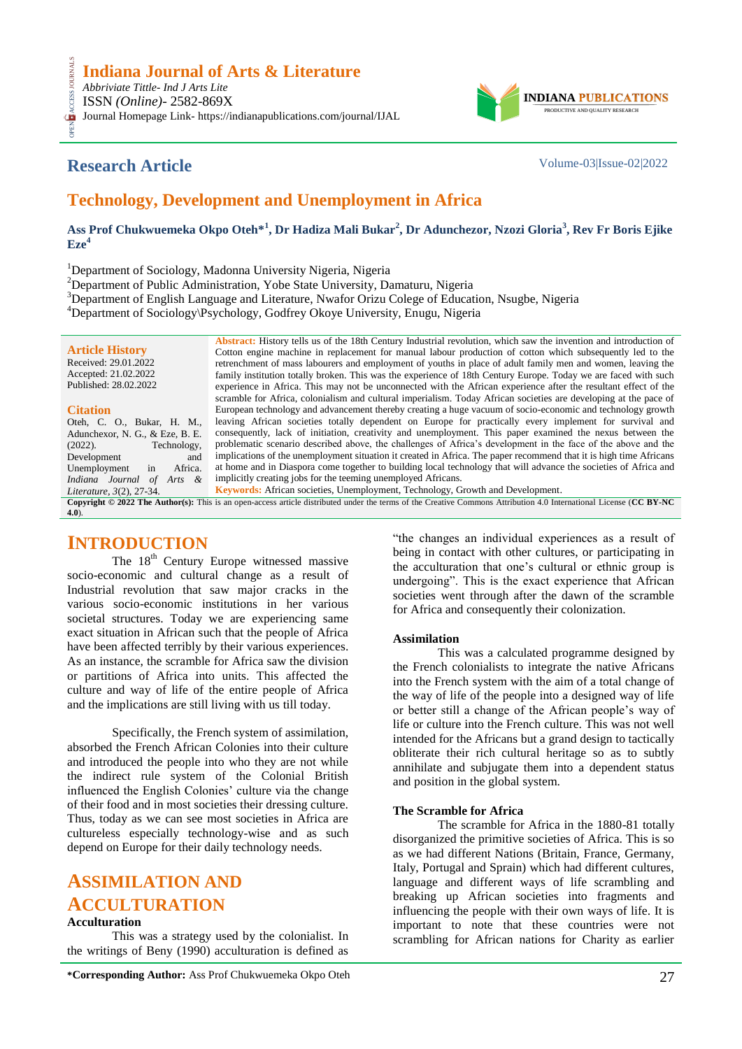**Indiana Journal of Arts & Literature**
*Abbriviate Tittle- Ind J Arts Lite*
ISSN *(Online)*- 2582-869X
Journal Homepage Link- https://indianapublications.com/journal/IJAL

## Research Article

Volume-03|Issue-02|2022

# Technology, Development and Unemployment in Africa

**Ass Prof Chukwuemeka Okpo Oteh*[1], Dr Hadiza Mali Bukar[2], Dr Adunchezor, Nzozi Gloria[3], Rev Fr Boris Ejike Eze[4]**

[1]Department of Sociology, Madonna University Nigeria, Nigeria
[2]Department of Public Administration, Yobe State University, Damaturu, Nigeria
[3]Department of English Language and Literature, Nwafor Orizu College of Education, Nsugbe, Nigeria
[4]Department of Sociology\Psychology, Godfrey Okoye University, Enugu, Nigeria

**Article History**
Received: 29.01.2022
Accepted: 21.02.2022
Published: 28.02.2022

**Citation**
Oteh, C. O., Bukar, H. M., Adunchexor, N. G., & Eze, B. E. (2022). Technology, Development and Unemployment in Africa. *Indiana Journal of Arts & Literature, 3*(2), 27-34.

**Abstract:** History tells us of the 18th Century Industrial revolution, which saw the invention and introduction of Cotton engine machine in replacement for manual labour production of cotton which subsequently led to the retrenchment of mass labourers and employment of youths in place of adult family men and women, leaving the family institution totally broken. This was the experience of 18th Century Europe. Today we are faced with such experience in Africa. This may not be unconnected with the African experience after the resultant effect of the scramble for Africa, colonialism and cultural imperialism. Today African societies are developing at the pace of European technology and advancement thereby creating a huge vacuum of socio-economic and technology growth leaving African societies totally dependent on Europe for practically every implement for survival and consequently, lack of initiation, creativity and unemployment. This paper examined the nexus between the problematic scenario described above, the challenges of Africa's development in the face of the above and the implications of the unemployment situation it created in Africa. The paper recommend that it is high time Africans at home and in Diaspora come together to building local technology that will advance the societies of Africa and implicitly creating jobs for the teeming unemployed Africans.

**Keywords:** African societies, Unemployment, Technology, Growth and Development.

**Copyright © 2022 The Author(s):** This is an open-access article distributed under the terms of the Creative Commons Attribution 4.0 International License (**CC BY-NC 4.0**).

## INTRODUCTION

The 18th Century Europe witnessed massive socio-economic and cultural change as a result of Industrial revolution that saw major cracks in the various socio-economic institutions in her various societal structures. Today we are experiencing same exact situation in African such that the people of Africa have been affected terribly by their various experiences. As an instance, the scramble for Africa saw the division or partitions of Africa into units. This affected the culture and way of life of the entire people of Africa and the implications are still living with us till today.

Specifically, the French system of assimilation, absorbed the French African Colonies into their culture and introduced the people into who they are not while the indirect rule system of the Colonial British influenced the English Colonies' culture via the change of their food and in most societies their dressing culture. Thus, today as we can see most societies in Africa are cultureless especially technology-wise and as such depend on Europe for their daily technology needs.

## ASSIMILATION AND ACCULTURATION

### Acculturation

This was a strategy used by the colonialist. In the writings of Beny (1990) acculturation is defined as "the changes an individual experiences as a result of being in contact with other cultures, or participating in the acculturation that one's cultural or ethnic group is undergoing". This is the exact experience that African societies went through after the dawn of the scramble for Africa and consequently their colonization.

### Assimilation

This was a calculated programme designed by the French colonialists to integrate the native Africans into the French system with the aim of a total change of the way of life of the people into a designed way of life or better still a change of the African people's way of life or culture into the French culture. This was not well intended for the Africans but a grand design to tactically obliterate their rich cultural heritage so as to subtly annihilate and subjugate them into a dependent status and position in the global system.

### The Scramble for Africa

The scramble for Africa in the 1880-81 totally disorganized the primitive societies of Africa. This is so as we had different Nations (Britain, France, Germany, Italy, Portugal and Sprain) which had different cultures, language and different ways of life scrambling and breaking up African societies into fragments and influencing the people with their own ways of life. It is important to note that these countries were not scrambling for African nations for Charity as earlier

***Corresponding Author:** Ass Prof Chukwuemeka Okpo Oteh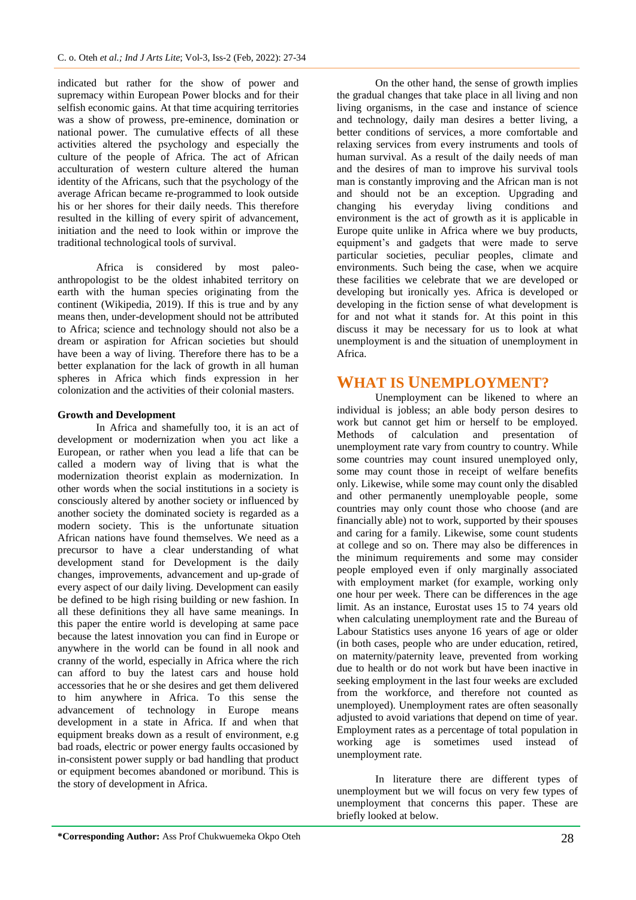indicated but rather for the show of power and supremacy within European Power blocks and for their selfish economic gains. At that time acquiring territories was a show of prowess, pre-eminence, domination or national power. The cumulative effects of all these activities altered the psychology and especially the culture of the people of Africa. The act of African acculturation of western culture altered the human identity of the Africans, such that the psychology of the average African became re-programmed to look outside his or her shores for their daily needs. This therefore resulted in the killing of every spirit of advancement, initiation and the need to look within or improve the traditional technological tools of survival.

Africa is considered by most paleo-anthropologist to be the oldest inhabited territory on earth with the human species originating from the continent (Wikipedia, 2019). If this is true and by any means then, under-development should not be attributed to Africa; science and technology should not also be a dream or aspiration for African societies but should have been a way of living. Therefore there has to be a better explanation for the lack of growth in all human spheres in Africa which finds expression in her colonization and the activities of their colonial masters.

**Growth and Development**

In Africa and shamefully too, it is an act of development or modernization when you act like a European, or rather when you lead a life that can be called a modern way of living that is what the modernization theorist explain as modernization. In other words when the social institutions in a society is consciously altered by another society or influenced by another society the dominated society is regarded as a modern society. This is the unfortunate situation African nations have found themselves. We need as a precursor to have a clear understanding of what development stand for Development is the daily changes, improvements, advancement and up-grade of every aspect of our daily living. Development can easily be defined to be high rising building or new fashion. In all these definitions they all have same meanings. In this paper the entire world is developing at same pace because the latest innovation you can find in Europe or anywhere in the world can be found in all nook and cranny of the world, especially in Africa where the rich can afford to buy the latest cars and house hold accessories that he or she desires and get them delivered to him anywhere in Africa. To this sense the advancement of technology in Europe means development in a state in Africa. If and when that equipment breaks down as a result of environment, e.g bad roads, electric or power energy faults occasioned by in-consistent power supply or bad handling that product or equipment becomes abandoned or moribund. This is the story of development in Africa.

On the other hand, the sense of growth implies the gradual changes that take place in all living and non living organisms, in the case and instance of science and technology, daily man desires a better living, a better conditions of services, a more comfortable and relaxing services from every instruments and tools of human survival. As a result of the daily needs of man and the desires of man to improve his survival tools man is constantly improving and the African man is not and should not be an exception. Upgrading and changing his everyday living conditions and environment is the act of growth as it is applicable in Europe quite unlike in Africa where we buy products, equipment's and gadgets that were made to serve particular societies, peculiar peoples, climate and environments. Such being the case, when we acquire these facilities we celebrate that we are developed or developing but ironically yes. Africa is developed or developing in the fiction sense of what development is for and not what it stands for. At this point in this discuss it may be necessary for us to look at what unemployment is and the situation of unemployment in Africa.

## WHAT IS UNEMPLOYMENT?

Unemployment can be likened to where an individual is jobless; an able body person desires to work but cannot get him or herself to be employed. Methods of calculation and presentation of unemployment rate vary from country to country. While some countries may count insured unemployed only, some may count those in receipt of welfare benefits only. Likewise, while some may count only the disabled and other permanently unemployable people, some countries may only count those who choose (and are financially able) not to work, supported by their spouses and caring for a family. Likewise, some count students at college and so on. There may also be differences in the minimum requirements and some may consider people employed even if only marginally associated with employment market (for example, working only one hour per week. There can be differences in the age limit. As an instance, Eurostat uses 15 to 74 years old when calculating unemployment rate and the Bureau of Labour Statistics uses anyone 16 years of age or older (in both cases, people who are under education, retired, on maternity/paternity leave, prevented from working due to health or do not work but have been inactive in seeking employment in the last four weeks are excluded from the workforce, and therefore not counted as unemployed). Unemployment rates are often seasonally adjusted to avoid variations that depend on time of year. Employment rates as a percentage of total population in working age is sometimes used instead of unemployment rate.

In literature there are different types of unemployment but we will focus on very few types of unemployment that concerns this paper. These are briefly looked at below.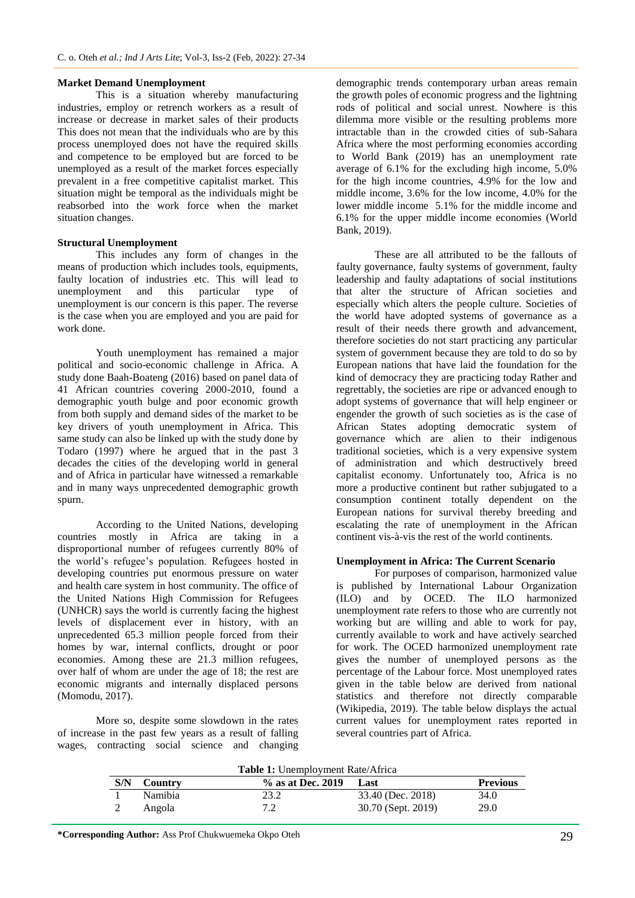**Market Demand Unemployment**

This is a situation whereby manufacturing industries, employ or retrench workers as a result of increase or decrease in market sales of their products This does not mean that the individuals who are by this process unemployed does not have the required skills and competence to be employed but are forced to be unemployed as a result of the market forces especially prevalent in a free competitive capitalist market. This situation might be temporal as the individuals might be reabsorbed into the work force when the market situation changes.

**Structural Unemployment**

This includes any form of changes in the means of production which includes tools, equipments, faulty location of industries etc. This will lead to unemployment and this particular type of unemployment is our concern is this paper. The reverse is the case when you are employed and you are paid for work done.

Youth unemployment has remained a major political and socio-economic challenge in Africa. A study done Baah-Boateng (2016) based on panel data of 41 African countries covering 2000-2010, found a demographic youth bulge and poor economic growth from both supply and demand sides of the market to be key drivers of youth unemployment in Africa. This same study can also be linked up with the study done by Todaro (1997) where he argued that in the past 3 decades the cities of the developing world in general and of Africa in particular have witnessed a remarkable and in many ways unprecedented demographic growth spurn.

According to the United Nations, developing countries mostly in Africa are taking in a disproportional number of refugees currently 80% of the world's refugee's population. Refugees hosted in developing countries put enormous pressure on water and health care system in host community. The office of the United Nations High Commission for Refugees (UNHCR) says the world is currently facing the highest levels of displacement ever in history, with an unprecedented 65.3 million people forced from their homes by war, internal conflicts, drought or poor economies. Among these are 21.3 million refugees, over half of whom are under the age of 18; the rest are economic migrants and internally displaced persons (Momodu, 2017).

More so, despite some slowdown in the rates of increase in the past few years as a result of falling wages, contracting social science and changing demographic trends contemporary urban areas remain the growth poles of economic progress and the lightning rods of political and social unrest. Nowhere is this dilemma more visible or the resulting problems more intractable than in the crowded cities of sub-Sahara Africa where the most performing economies according to World Bank (2019) has an unemployment rate average of 6.1% for the excluding high income, 5.0% for the high income countries, 4.9% for the low and middle income, 3.6% for the low income, 4.0% for the lower middle income 5.1% for the middle income and 6.1% for the upper middle income economies (World Bank, 2019).

These are all attributed to be the fallouts of faulty governance, faulty systems of government, faulty leadership and faulty adaptations of social institutions that alter the structure of African societies and especially which alters the people culture. Societies of the world have adopted systems of governance as a result of their needs there growth and advancement, therefore societies do not start practicing any particular system of government because they are told to do so by European nations that have laid the foundation for the kind of democracy they are practicing today Rather and regrettably, the societies are ripe or advanced enough to adopt systems of governance that will help engineer or engender the growth of such societies as is the case of African States adopting democratic system of governance which are alien to their indigenous traditional societies, which is a very expensive system of administration and which destructively breed capitalist economy. Unfortunately too, Africa is no more a productive continent but rather subjugated to a consumption continent totally dependent on the European nations for survival thereby breeding and escalating the rate of unemployment in the African continent vis-à-vis the rest of the world continents.

**Unemployment in Africa: The Current Scenario**

For purposes of comparison, harmonized value is published by International Labour Organization (ILO) and by OCED. The ILO harmonized unemployment rate refers to those who are currently not working but are willing and able to work for pay, currently available to work and have actively searched for work. The OCED harmonized unemployment rate gives the number of unemployed persons as the percentage of the Labour force. Most unemployed rates given in the table below are derived from national statistics and therefore not directly comparable (Wikipedia, 2019). The table below displays the actual current values for unemployment rates reported in several countries part of Africa.

**Table 1:** Unemployment Rate/Africa

| S/N | Country | % as at Dec. 2019 | Last | Previous |
|---|---|---|---|---|
| 1 | Namibia | 23.2 | 33.40 (Dec. 2018) | 34.0 |
| 2 | Angola | 7.2 | 30.70 (Sept. 2019) | 29.0 |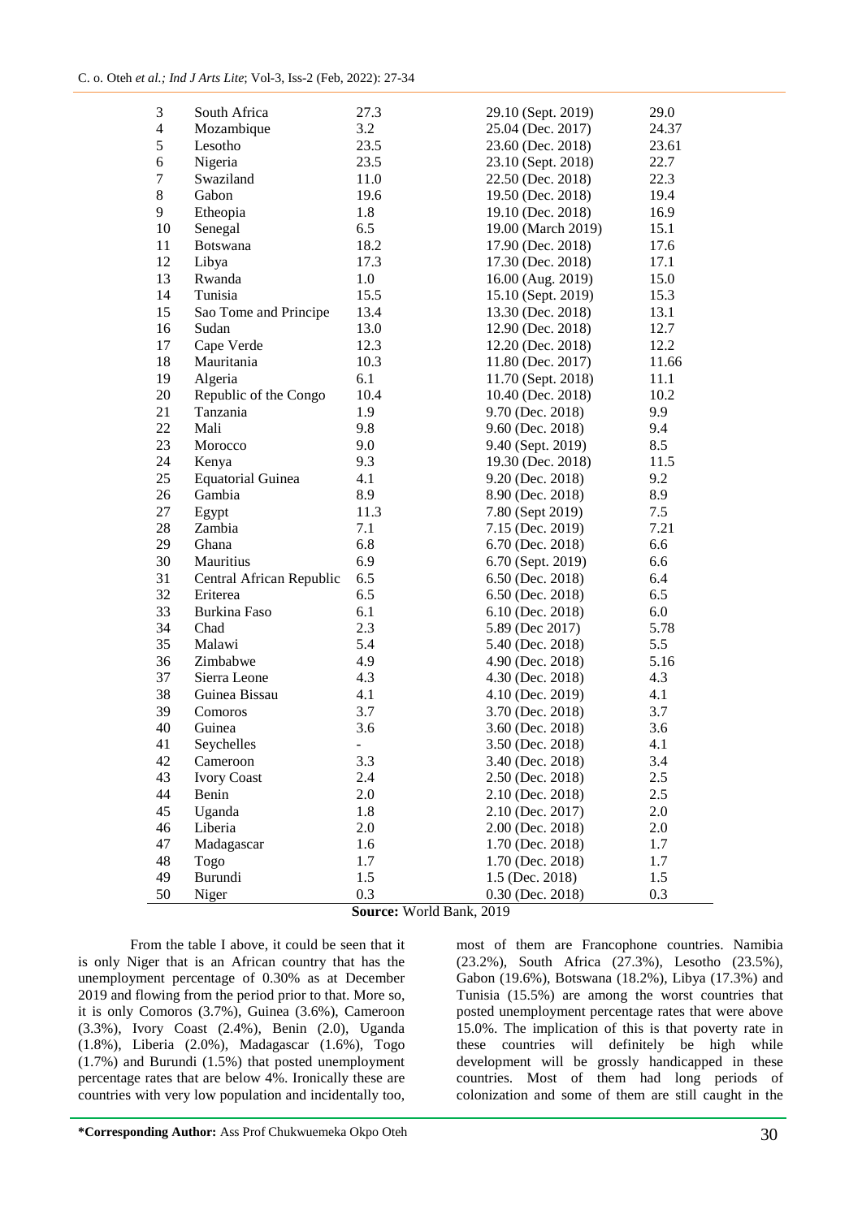| | | | | |
|---|---|---|---|---|
| 3 | South Africa | 27.3 | 29.10 (Sept. 2019) | 29.0 |
| 4 | Mozambique | 3.2 | 25.04 (Dec. 2017) | 24.37 |
| 5 | Lesotho | 23.5 | 23.60 (Dec. 2018) | 23.61 |
| 6 | Nigeria | 23.5 | 23.10 (Sept. 2018) | 22.7 |
| 7 | Swaziland | 11.0 | 22.50 (Dec. 2018) | 22.3 |
| 8 | Gabon | 19.6 | 19.50 (Dec. 2018) | 19.4 |
| 9 | Etheopia | 1.8 | 19.10 (Dec. 2018) | 16.9 |
| 10 | Senegal | 6.5 | 19.00 (March 2019) | 15.1 |
| 11 | Botswana | 18.2 | 17.90 (Dec. 2018) | 17.6 |
| 12 | Libya | 17.3 | 17.30 (Dec. 2018) | 17.1 |
| 13 | Rwanda | 1.0 | 16.00 (Aug. 2019) | 15.0 |
| 14 | Tunisia | 15.5 | 15.10 (Sept. 2019) | 15.3 |
| 15 | Sao Tome and Principe | 13.4 | 13.30 (Dec. 2018) | 13.1 |
| 16 | Sudan | 13.0 | 12.90 (Dec. 2018) | 12.7 |
| 17 | Cape Verde | 12.3 | 12.20 (Dec. 2018) | 12.2 |
| 18 | Mauritania | 10.3 | 11.80 (Dec. 2017) | 11.66 |
| 19 | Algeria | 6.1 | 11.70 (Sept. 2018) | 11.1 |
| 20 | Republic of the Congo | 10.4 | 10.40 (Dec. 2018) | 10.2 |
| 21 | Tanzania | 1.9 | 9.70 (Dec. 2018) | 9.9 |
| 22 | Mali | 9.8 | 9.60 (Dec. 2018) | 9.4 |
| 23 | Morocco | 9.0 | 9.40 (Sept. 2019) | 8.5 |
| 24 | Kenya | 9.3 | 19.30 (Dec. 2018) | 11.5 |
| 25 | Equatorial Guinea | 4.1 | 9.20 (Dec. 2018) | 9.2 |
| 26 | Gambia | 8.9 | 8.90 (Dec. 2018) | 8.9 |
| 27 | Egypt | 11.3 | 7.80 (Sept 2019) | 7.5 |
| 28 | Zambia | 7.1 | 7.15 (Dec. 2019) | 7.21 |
| 29 | Ghana | 6.8 | 6.70 (Dec. 2018) | 6.6 |
| 30 | Mauritius | 6.9 | 6.70 (Sept. 2019) | 6.6 |
| 31 | Central African Republic | 6.5 | 6.50 (Dec. 2018) | 6.4 |
| 32 | Eriterea | 6.5 | 6.50 (Dec. 2018) | 6.5 |
| 33 | Burkina Faso | 6.1 | 6.10 (Dec. 2018) | 6.0 |
| 34 | Chad | 2.3 | 5.89 (Dec 2017) | 5.78 |
| 35 | Malawi | 5.4 | 5.40 (Dec. 2018) | 5.5 |
| 36 | Zimbabwe | 4.9 | 4.90 (Dec. 2018) | 5.16 |
| 37 | Sierra Leone | 4.3 | 4.30 (Dec. 2018) | 4.3 |
| 38 | Guinea Bissau | 4.1 | 4.10 (Dec. 2019) | 4.1 |
| 39 | Comoros | 3.7 | 3.70 (Dec. 2018) | 3.7 |
| 40 | Guinea | 3.6 | 3.60 (Dec. 2018) | 3.6 |
| 41 | Seychelles | - | 3.50 (Dec. 2018) | 4.1 |
| 42 | Cameroon | 3.3 | 3.40 (Dec. 2018) | 3.4 |
| 43 | Ivory Coast | 2.4 | 2.50 (Dec. 2018) | 2.5 |
| 44 | Benin | 2.0 | 2.10 (Dec. 2018) | 2.5 |
| 45 | Uganda | 1.8 | 2.10 (Dec. 2017) | 2.0 |
| 46 | Liberia | 2.0 | 2.00 (Dec. 2018) | 2.0 |
| 47 | Madagascar | 1.6 | 1.70 (Dec. 2018) | 1.7 |
| 48 | Togo | 1.7 | 1.70 (Dec. 2018) | 1.7 |
| 49 | Burundi | 1.5 | 1.5 (Dec. 2018) | 1.5 |
| 50 | Niger | 0.3 | 0.30 (Dec. 2018) | 0.3 |

**Source:** World Bank, 2019

From the table I above, it could be seen that it is only Niger that is an African country that has the unemployment percentage of 0.30% as at December 2019 and flowing from the period prior to that. More so, it is only Comoros (3.7%), Guinea (3.6%), Cameroon (3.3%), Ivory Coast (2.4%), Benin (2.0), Uganda (1.8%), Liberia (2.0%), Madagascar (1.6%), Togo (1.7%) and Burundi (1.5%) that posted unemployment percentage rates that are below 4%. Ironically these are countries with very low population and incidentally too, most of them are Francophone countries. Namibia (23.2%), South Africa (27.3%), Lesotho (23.5%), Gabon (19.6%), Botswana (18.2%), Libya (17.3%) and Tunisia (15.5%) are among the worst countries that posted unemployment percentage rates that were above 15.0%. The implication of this is that poverty rate in these countries will definitely be high while development will be grossly handicapped in these countries. Most of them had long periods of colonization and some of them are still caught in the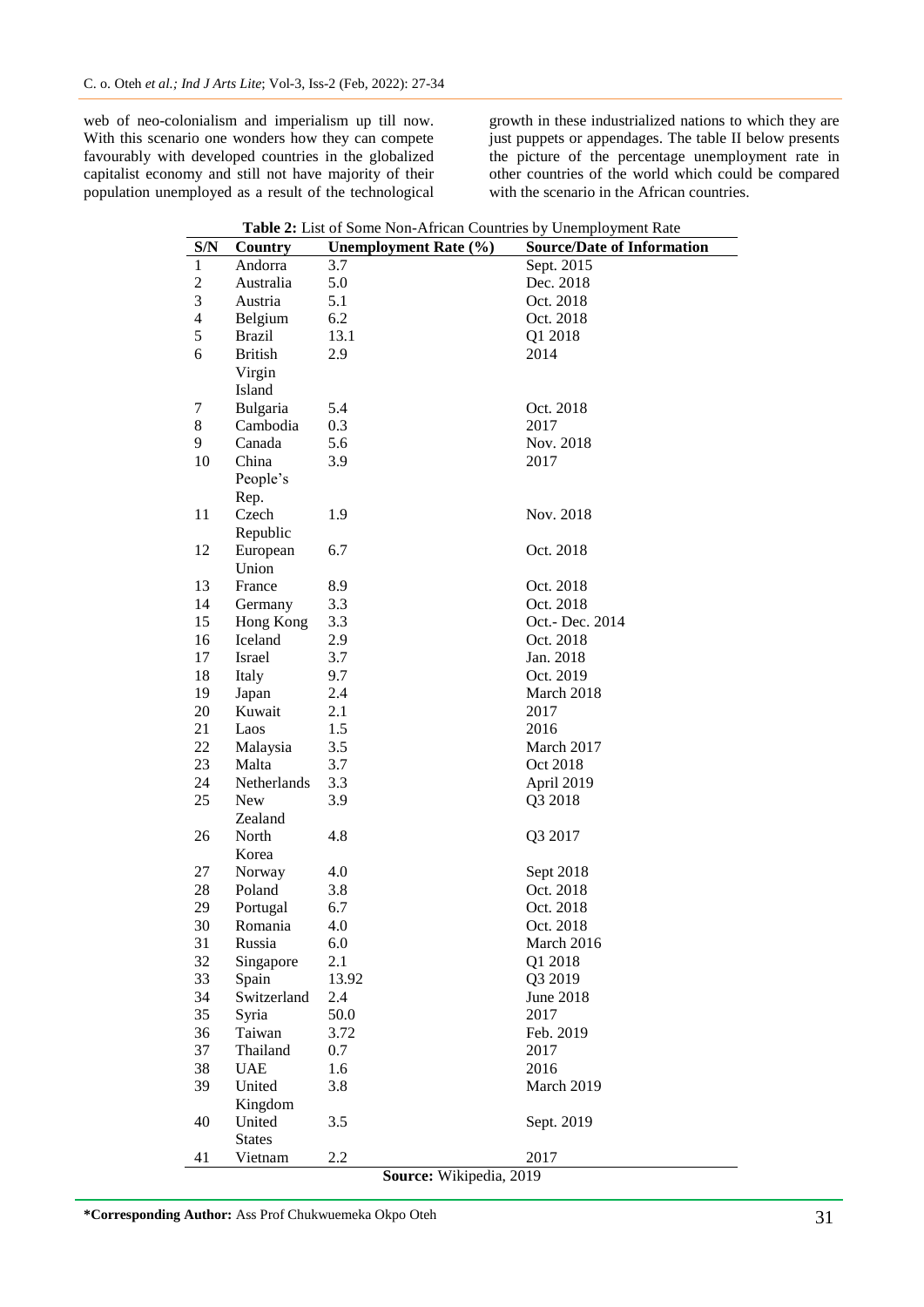web of neo-colonialism and imperialism up till now. With this scenario one wonders how they can compete favourably with developed countries in the globalized capitalist economy and still not have majority of their population unemployed as a result of the technological growth in these industrialized nations to which they are just puppets or appendages. The table II below presents the picture of the percentage unemployment rate in other countries of the world which could be compared with the scenario in the African countries.

**Table 2:** List of Some Non-African Countries by Unemployment Rate

| S/N | Country | Unemployment Rate (%) | Source/Date of Information |
|---|---|---|---|
| 1 | Andorra | 3.7 | Sept. 2015 |
| 2 | Australia | 5.0 | Dec. 2018 |
| 3 | Austria | 5.1 | Oct. 2018 |
| 4 | Belgium | 6.2 | Oct. 2018 |
| 5 | Brazil | 13.1 | Q1 2018 |
| 6 | British Virgin Island | 2.9 | 2014 |
| 7 | Bulgaria | 5.4 | Oct. 2018 |
| 8 | Cambodia | 0.3 | 2017 |
| 9 | Canada | 5.6 | Nov. 2018 |
| 10 | China People's Rep. | 3.9 | 2017 |
| 11 | Czech Republic | 1.9 | Nov. 2018 |
| 12 | European Union | 6.7 | Oct. 2018 |
| 13 | France | 8.9 | Oct. 2018 |
| 14 | Germany | 3.3 | Oct. 2018 |
| 15 | Hong Kong | 3.3 | Oct.- Dec. 2014 |
| 16 | Iceland | 2.9 | Oct. 2018 |
| 17 | Israel | 3.7 | Jan. 2018 |
| 18 | Italy | 9.7 | Oct. 2019 |
| 19 | Japan | 2.4 | March 2018 |
| 20 | Kuwait | 2.1 | 2017 |
| 21 | Laos | 1.5 | 2016 |
| 22 | Malaysia | 3.5 | March 2017 |
| 23 | Malta | 3.7 | Oct 2018 |
| 24 | Netherlands | 3.3 | April 2019 |
| 25 | New Zealand | 3.9 | Q3 2018 |
| 26 | North Korea | 4.8 | Q3 2017 |
| 27 | Norway | 4.0 | Sept 2018 |
| 28 | Poland | 3.8 | Oct. 2018 |
| 29 | Portugal | 6.7 | Oct. 2018 |
| 30 | Romania | 4.0 | Oct. 2018 |
| 31 | Russia | 6.0 | March 2016 |
| 32 | Singapore | 2.1 | Q1 2018 |
| 33 | Spain | 13.92 | Q3 2019 |
| 34 | Switzerland | 2.4 | June 2018 |
| 35 | Syria | 50.0 | 2017 |
| 36 | Taiwan | 3.72 | Feb. 2019 |
| 37 | Thailand | 0.7 | 2017 |
| 38 | UAE | 1.6 | 2016 |
| 39 | United Kingdom | 3.8 | March 2019 |
| 40 | United States | 3.5 | Sept. 2019 |
| 41 | Vietnam | 2.2 | 2017 |

**Source:** Wikipedia, 2019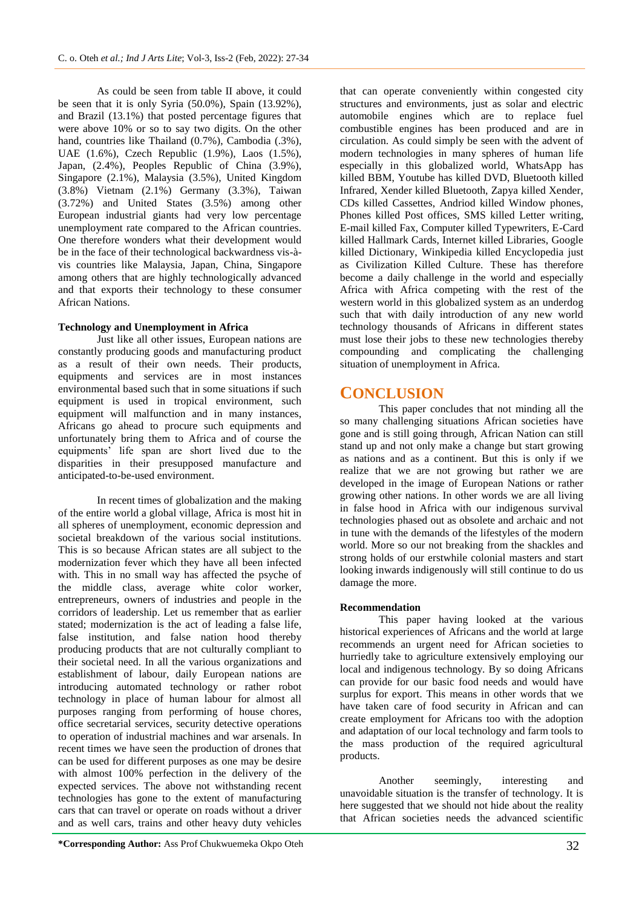As could be seen from table II above, it could be seen that it is only Syria (50.0%), Spain (13.92%), and Brazil (13.1%) that posted percentage figures that were above 10% or so to say two digits. On the other hand, countries like Thailand (0.7%), Cambodia (.3%), UAE (1.6%), Czech Republic (1.9%), Laos (1.5%), Japan, (2.4%), Peoples Republic of China (3.9%), Singapore (2.1%), Malaysia (3.5%), United Kingdom (3.8%) Vietnam (2.1%) Germany (3.3%), Taiwan (3.72%) and United States (3.5%) among other European industrial giants had very low percentage unemployment rate compared to the African countries. One therefore wonders what their development would be in the face of their technological backwardness vis-à-vis countries like Malaysia, Japan, China, Singapore among others that are highly technologically advanced and that exports their technology to these consumer African Nations.

**Technology and Unemployment in Africa**

Just like all other issues, European nations are constantly producing goods and manufacturing product as a result of their own needs. Their products, equipments and services are in most instances environmental based such that in some situations if such equipment is used in tropical environment, such equipment will malfunction and in many instances, Africans go ahead to procure such equipments and unfortunately bring them to Africa and of course the equipments' life span are short lived due to the disparities in their presupposed manufacture and anticipated-to-be-used environment.

In recent times of globalization and the making of the entire world a global village, Africa is most hit in all spheres of unemployment, economic depression and societal breakdown of the various social institutions. This is so because African states are all subject to the modernization fever which they have all been infected with. This in no small way has affected the psyche of the middle class, average white color worker, entrepreneurs, owners of industries and people in the corridors of leadership. Let us remember that as earlier stated; modernization is the act of leading a false life, false institution, and false nation hood thereby producing products that are not culturally compliant to their societal need. In all the various organizations and establishment of labour, daily European nations are introducing automated technology or rather robot technology in place of human labour for almost all purposes ranging from performing of house chores, office secretarial services, security detective operations to operation of industrial machines and war arsenals. In recent times we have seen the production of drones that can be used for different purposes as one may be desire with almost 100% perfection in the delivery of the expected services. The above not withstanding recent technologies has gone to the extent of manufacturing cars that can travel or operate on roads without a driver and as well cars, trains and other heavy duty vehicles that can operate conveniently within congested city structures and environments, just as solar and electric automobile engines which are to replace fuel combustible engines has been produced and are in circulation. As could simply be seen with the advent of modern technologies in many spheres of human life especially in this globalized world, WhatsApp has killed BBM, Youtube has killed DVD, Bluetooth killed Infrared, Xender killed Bluetooth, Zapya killed Xender, CDs killed Cassettes, Andriod killed Window phones, Phones killed Post offices, SMS killed Letter writing, E-mail killed Fax, Computer killed Typewriters, E-Card killed Hallmark Cards, Internet killed Libraries, Google killed Dictionary, Winkipedia killed Encyclopedia just as Civilization Killed Culture. These has therefore become a daily challenge in the world and especially Africa with Africa competing with the rest of the western world in this globalized system as an underdog such that with daily introduction of any new world technology thousands of Africans in different states must lose their jobs to these new technologies thereby compounding and complicating the challenging situation of unemployment in Africa.

# CONCLUSION

This paper concludes that not minding all the so many challenging situations African societies have gone and is still going through, African Nation can still stand up and not only make a change but start growing as nations and as a continent. But this is only if we realize that we are not growing but rather we are developed in the image of European Nations or rather growing other nations. In other words we are all living in false hood in Africa with our indigenous survival technologies phased out as obsolete and archaic and not in tune with the demands of the lifestyles of the modern world. More so our not breaking from the shackles and strong holds of our erstwhile colonial masters and start looking inwards indigenously will still continue to do us damage the more.

**Recommendation**

This paper having looked at the various historical experiences of Africans and the world at large recommends an urgent need for African societies to hurriedly take to agriculture extensively employing our local and indigenous technology. By so doing Africans can provide for our basic food needs and would have surplus for export. This means in other words that we have taken care of food security in African and can create employment for Africans too with the adoption and adaptation of our local technology and farm tools to the mass production of the required agricultural products.

Another seemingly, interesting and unavoidable situation is the transfer of technology. It is here suggested that we should not hide about the reality that African societies needs the advanced scientific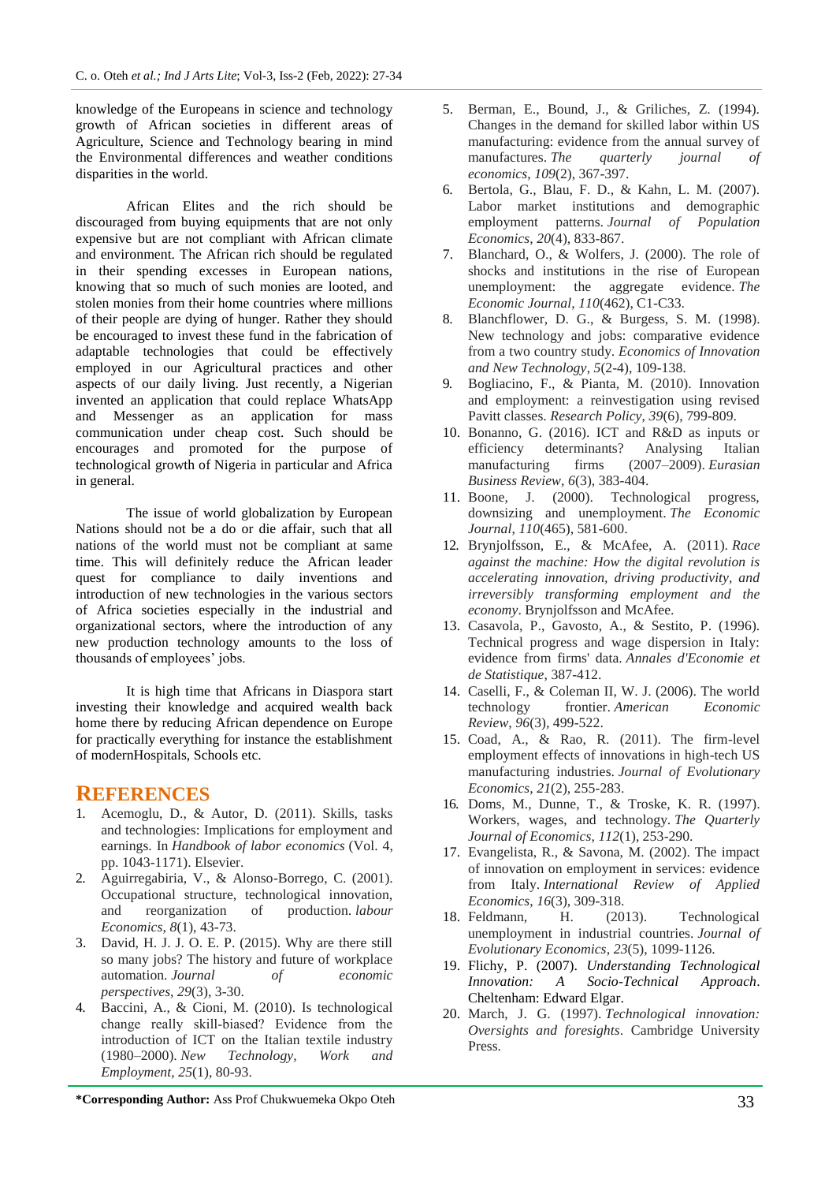knowledge of the Europeans in science and technology growth of African societies in different areas of Agriculture, Science and Technology bearing in mind the Environmental differences and weather conditions disparities in the world.

African Elites and the rich should be discouraged from buying equipments that are not only expensive but are not compliant with African climate and environment. The African rich should be regulated in their spending excesses in European nations, knowing that so much of such monies are looted, and stolen monies from their home countries where millions of their people are dying of hunger. Rather they should be encouraged to invest these fund in the fabrication of adaptable technologies that could be effectively employed in our Agricultural practices and other aspects of our daily living. Just recently, a Nigerian invented an application that could replace WhatsApp and Messenger as an application for mass communication under cheap cost. Such should be encourages and promoted for the purpose of technological growth of Nigeria in particular and Africa in general.

The issue of world globalization by European Nations should not be a do or die affair, such that all nations of the world must not be compliant at same time. This will definitely reduce the African leader quest for compliance to daily inventions and introduction of new technologies in the various sectors of Africa societies especially in the industrial and organizational sectors, where the introduction of any new production technology amounts to the loss of thousands of employees' jobs.

It is high time that Africans in Diaspora start investing their knowledge and acquired wealth back home there by reducing African dependence on Europe for practically everything for instance the establishment of modernHospitals, Schools etc.

## REFERENCES

1. Acemoglu, D., & Autor, D. (2011). Skills, tasks and technologies: Implications for employment and earnings. In *Handbook of labor economics* (Vol. 4, pp. 1043-1171). Elsevier.
2. Aguirregabiria, V., & Alonso-Borrego, C. (2001). Occupational structure, technological innovation, and reorganization of production. *labour Economics*, *8*(1), 43-73.
3. David, H. J. J. O. E. P. (2015). Why are there still so many jobs? The history and future of workplace automation. *Journal of economic perspectives*, *29*(3), 3-30.
4. Baccini, A., & Cioni, M. (2010). Is technological change really skill-biased? Evidence from the introduction of ICT on the Italian textile industry (1980–2000). *New Technology, Work and Employment*, *25*(1), 80-93.
5. Berman, E., Bound, J., & Griliches, Z. (1994). Changes in the demand for skilled labor within US manufacturing: evidence from the annual survey of manufactures. *The quarterly journal of economics*, *109*(2), 367-397.
6. Bertola, G., Blau, F. D., & Kahn, L. M. (2007). Labor market institutions and demographic employment patterns. *Journal of Population Economics*, *20*(4), 833-867.
7. Blanchard, O., & Wolfers, J. (2000). The role of shocks and institutions in the rise of European unemployment: the aggregate evidence. *The Economic Journal*, *110*(462), C1-C33.
8. Blanchflower, D. G., & Burgess, S. M. (1998). New technology and jobs: comparative evidence from a two country study. *Economics of Innovation and New Technology*, *5*(2-4), 109-138.
9. Bogliacino, F., & Pianta, M. (2010). Innovation and employment: a reinvestigation using revised Pavitt classes. *Research Policy*, *39*(6), 799-809.
10. Bonanno, G. (2016). ICT and R&D as inputs or efficiency determinants? Analysing Italian manufacturing firms (2007–2009). *Eurasian Business Review*, *6*(3), 383-404.
11. Boone, J. (2000). Technological progress, downsizing and unemployment. *The Economic Journal*, *110*(465), 581-600.
12. Brynjolfsson, E., & McAfee, A. (2011). *Race against the machine: How the digital revolution is accelerating innovation, driving productivity, and irreversibly transforming employment and the economy*. Brynjolfsson and McAfee.
13. Casavola, P., Gavosto, A., & Sestito, P. (1996). Technical progress and wage dispersion in Italy: evidence from firms' data. *Annales d'Economie et de Statistique*, 387-412.
14. Caselli, F., & Coleman II, W. J. (2006). The world technology frontier. *American Economic Review*, *96*(3), 499-522.
15. Coad, A., & Rao, R. (2011). The firm-level employment effects of innovations in high-tech US manufacturing industries. *Journal of Evolutionary Economics*, *21*(2), 255-283.
16. Doms, M., Dunne, T., & Troske, K. R. (1997). Workers, wages, and technology. *The Quarterly Journal of Economics*, *112*(1), 253-290.
17. Evangelista, R., & Savona, M. (2002). The impact of innovation on employment in services: evidence from Italy. *International Review of Applied Economics*, *16*(3), 309-318.
18. Feldmann, H. (2013). Technological unemployment in industrial countries. *Journal of Evolutionary Economics*, *23*(5), 1099-1126.
19. Flichy, P. (2007). *Understanding Technological Innovation: A Socio-Technical Approach*. Cheltenham: Edward Elgar.
20. March, J. G. (1997). *Technological innovation: Oversights and foresights*. Cambridge University Press.

**\*Corresponding Author:** Ass Prof Chukwuemeka Okpo Oteh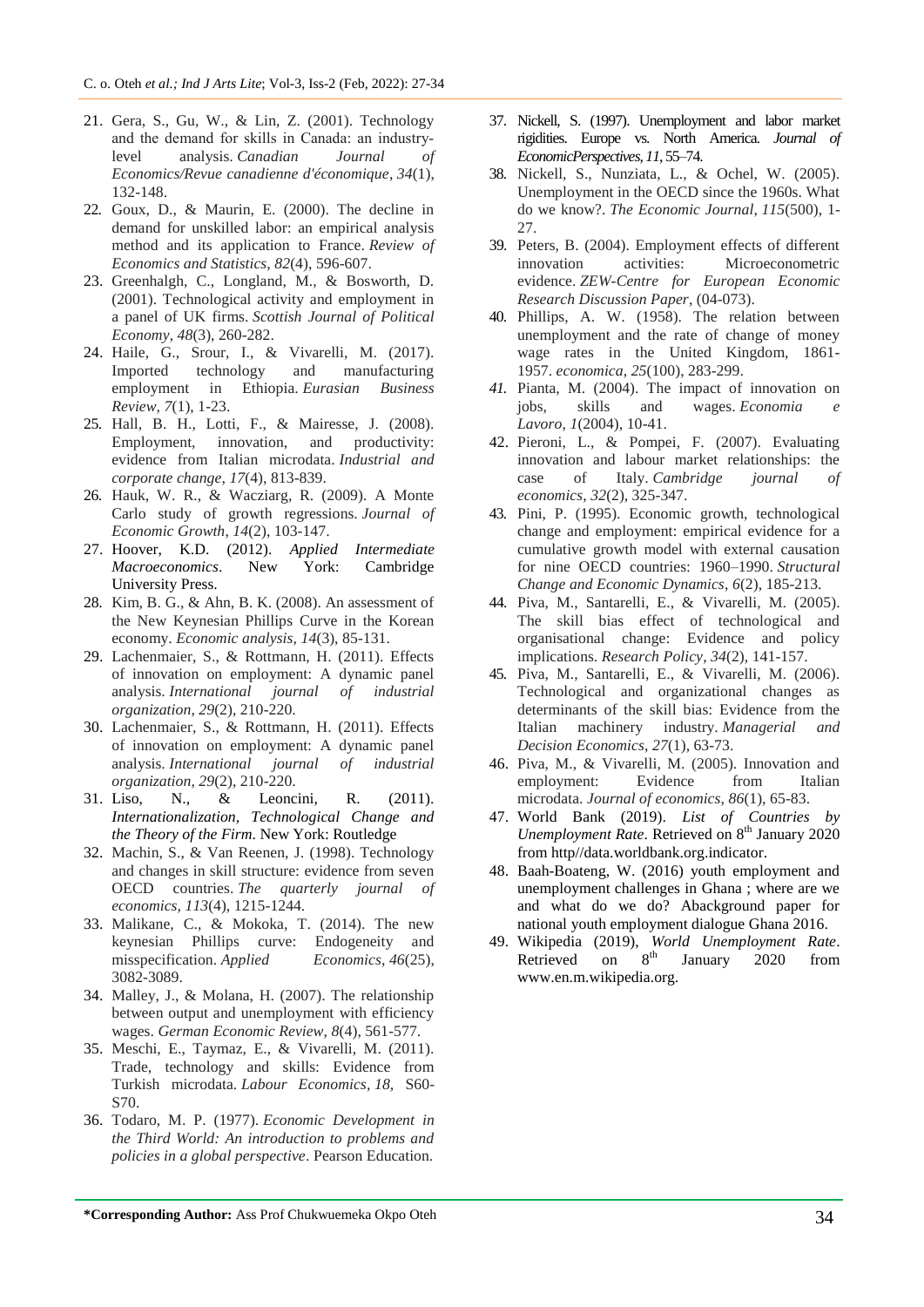21. Gera, S., Gu, W., & Lin, Z. (2001). Technology and the demand for skills in Canada: an industry-level analysis. *Canadian Journal of Economics/Revue canadienne d'économique*, *34*(1), 132-148.
22. Goux, D., & Maurin, E. (2000). The decline in demand for unskilled labor: an empirical analysis method and its application to France. *Review of Economics and Statistics*, *82*(4), 596-607.
23. Greenhalgh, C., Longland, M., & Bosworth, D. (2001). Technological activity and employment in a panel of UK firms. *Scottish Journal of Political Economy*, *48*(3), 260-282.
24. Haile, G., Srour, I., & Vivarelli, M. (2017). Imported technology and manufacturing employment in Ethiopia. *Eurasian Business Review*, *7*(1), 1-23.
25. Hall, B. H., Lotti, F., & Mairesse, J. (2008). Employment, innovation, and productivity: evidence from Italian microdata. *Industrial and corporate change*, *17*(4), 813-839.
26. Hauk, W. R., & Wacziarg, R. (2009). A Monte Carlo study of growth regressions. *Journal of Economic Growth*, *14*(2), 103-147.
27. Hoover, K.D. (2012). *Applied Intermediate Macroeconomics*. New York: Cambridge University Press.
28. Kim, B. G., & Ahn, B. K. (2008). An assessment of the New Keynesian Phillips Curve in the Korean economy. *Economic analysis*, *14*(3), 85-131.
29. Lachenmaier, S., & Rottmann, H. (2011). Effects of innovation on employment: A dynamic panel analysis. *International journal of industrial organization*, *29*(2), 210-220.
30. Lachenmaier, S., & Rottmann, H. (2011). Effects of innovation on employment: A dynamic panel analysis. *International journal of industrial organization*, *29*(2), 210-220.
31. Liso, N., & Leoncini, R. (2011). *Internationalization, Technological Change and the Theory of the Firm*. New York: Routledge
32. Machin, S., & Van Reenen, J. (1998). Technology and changes in skill structure: evidence from seven OECD countries. *The quarterly journal of economics*, *113*(4), 1215-1244.
33. Malikane, C., & Mokoka, T. (2014). The new keynesian Phillips curve: Endogeneity and misspecification. *Applied Economics*, *46*(25), 3082-3089.
34. Malley, J., & Molana, H. (2007). The relationship between output and unemployment with efficiency wages. *German Economic Review*, *8*(4), 561-577.
35. Meschi, E., Taymaz, E., & Vivarelli, M. (2011). Trade, technology and skills: Evidence from Turkish microdata. *Labour Economics*, *18*, S60-S70.
36. Todaro, M. P. (1977). *Economic Development in the Third World: An introduction to problems and policies in a global perspective*. Pearson Education.
37. Nickell, S. (1997). Unemployment and labor market rigidities. Europe vs. North America. *Journal of EconomicPerspectives*, *11*, 55–74.
38. Nickell, S., Nunziata, L., & Ochel, W. (2005). Unemployment in the OECD since the 1960s. What do we know?. *The Economic Journal*, *115*(500), 1-27.
39. Peters, B. (2004). Employment effects of different innovation activities: Microeconometric evidence. *ZEW-Centre for European Economic Research Discussion Paper*, (04-073).
40. Phillips, A. W. (1958). The relation between unemployment and the rate of change of money wage rates in the United Kingdom, 1861-1957. *economica*, *25*(100), 283-299.
41. Pianta, M. (2004). The impact of innovation on jobs, skills and wages. *Economia e Lavoro*, *1*(2004), 10-41.
42. Pieroni, L., & Pompei, F. (2007). Evaluating innovation and labour market relationships: the case of Italy. *Cambridge journal of economics*, *32*(2), 325-347.
43. Pini, P. (1995). Economic growth, technological change and employment: empirical evidence for a cumulative growth model with external causation for nine OECD countries: 1960–1990. *Structural Change and Economic Dynamics*, *6*(2), 185-213.
44. Piva, M., Santarelli, E., & Vivarelli, M. (2005). The skill bias effect of technological and organisational change: Evidence and policy implications. *Research Policy*, *34*(2), 141-157.
45. Piva, M., Santarelli, E., & Vivarelli, M. (2006). Technological and organizational changes as determinants of the skill bias: Evidence from the Italian machinery industry. *Managerial and Decision Economics*, *27*(1), 63-73.
46. Piva, M., & Vivarelli, M. (2005). Innovation and employment: Evidence from Italian microdata. *Journal of economics*, *86*(1), 65-83.
47. World Bank (2019). *List of Countries by Unemployment Rate*. Retrieved on 8th January 2020 from http//data.worldbank.org.indicator.
48. Baah-Boateng, W. (2016) youth employment and unemployment challenges in Ghana ; where are we and what do we do? Abackground paper for national youth employment dialogue Ghana 2016.
49. Wikipedia (2019), *World Unemployment Rate*. Retrieved on 8th January 2020 from www.en.m.wikipedia.org.